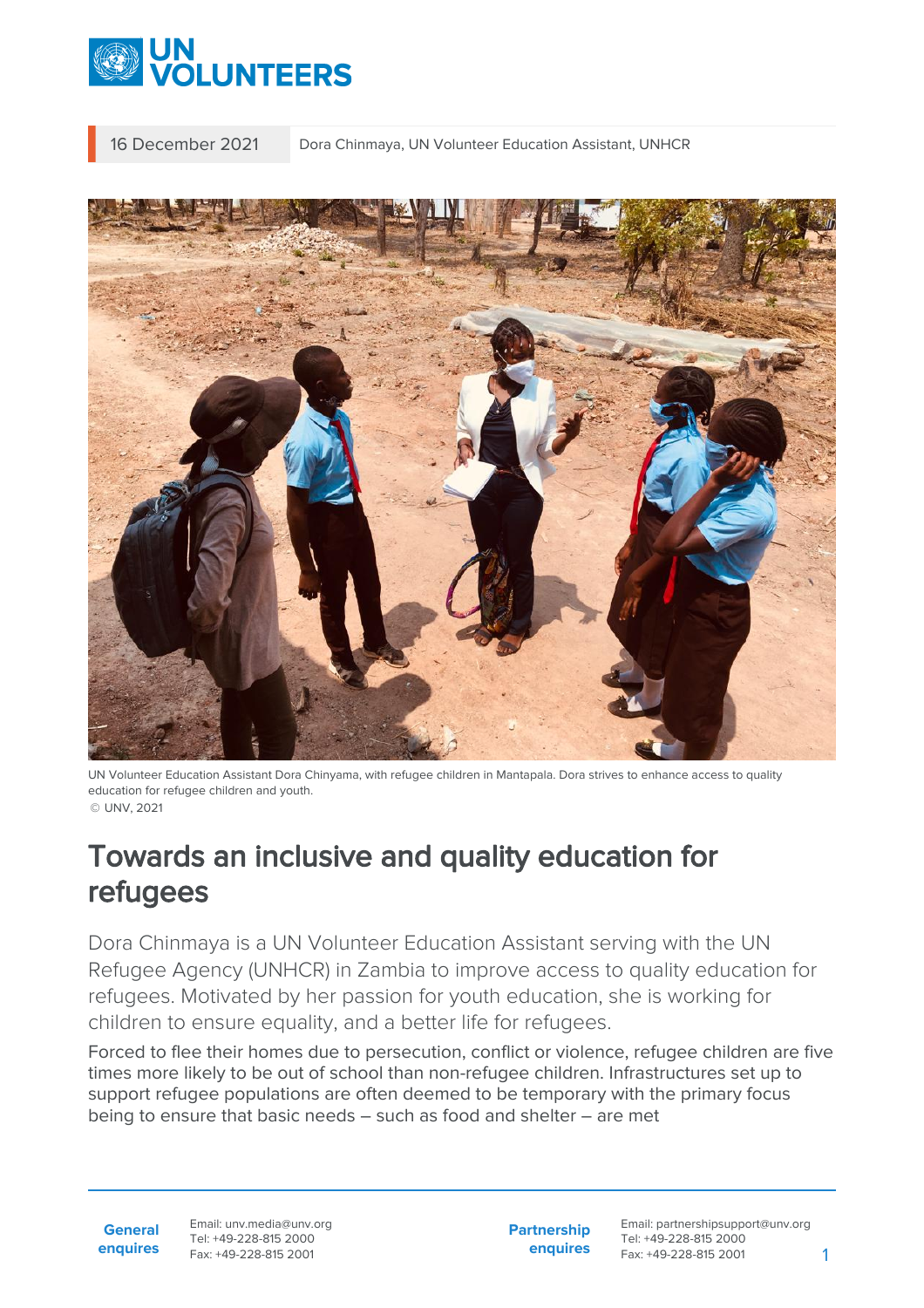16 December 2021 Dora Chinmaya, UN Volunteer Education Assistant, UNHCR

UN Volunteer Education Assistant Dora Chinyama, with refugee children in Mantapala. Dora strives to enhance access to quality education for refugee children and youth.
© UNV, 2021

# Towards an inclusive and quality education for refugees

Dora Chinmaya is a UN Volunteer Education Assistant serving with the UN Refugee Agency (UNHCR) in Zambia to improve access to quality education for refugees. Motivated by her passion for youth education, she is working for children to ensure equality, and a better life for refugees.

Forced to flee their homes due to persecution, conflict or violence, refugee children are five times more likely to be out of school than non-refugee children. Infrastructures set up to support refugee populations are often deemed to be temporary with the primary focus being to ensure that basic needs – such as food and shelter – are met

**General enquires** Email: unv.media@unv.org Tel: +49-228-815 2000 Fax: +49-228-815 2001

**Partnership enquires** Email: partnershipsupport@unv.org Tel: +49-228-815 2000 Fax: +49-228-815 2001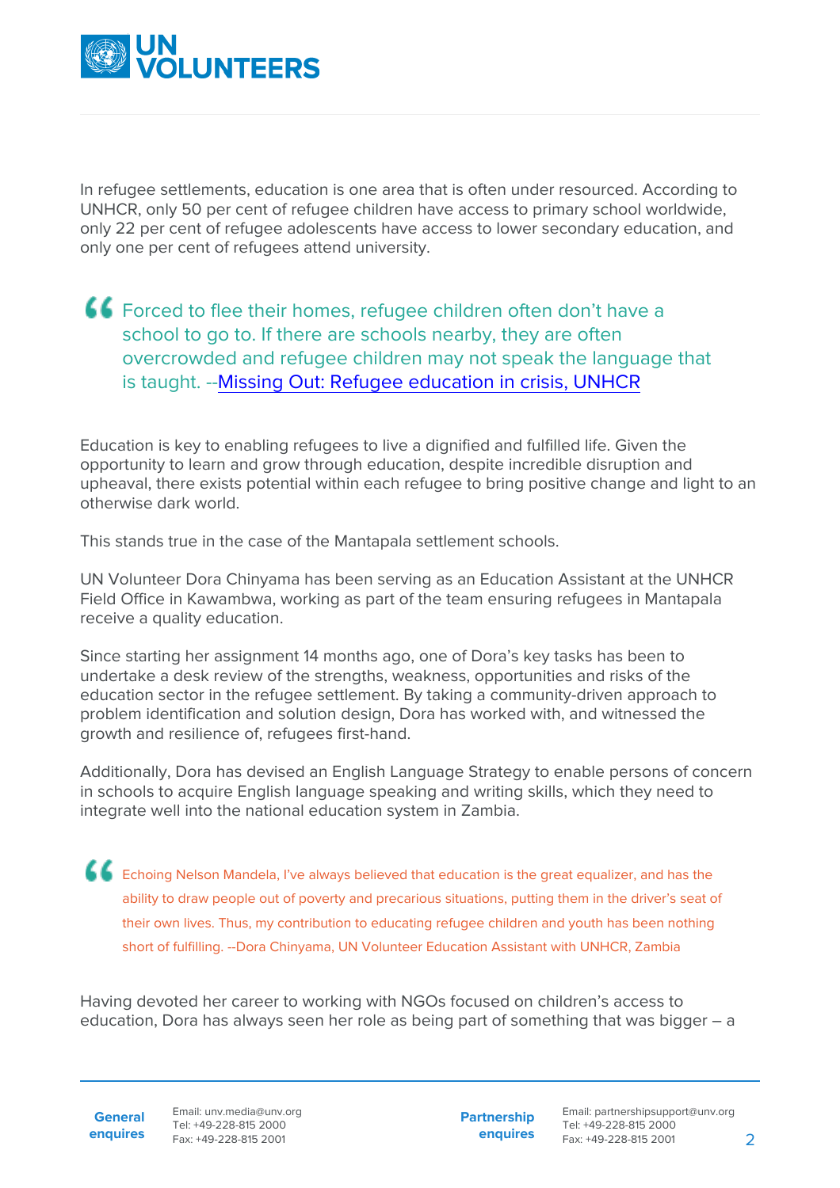In refugee settlements, education is one area that is often under resourced. According to UNHCR, only 50 per cent of refugee children have access to primary school worldwide, only 22 per cent of refugee adolescents have access to lower secondary education, and only one per cent of refugees attend university.

> Forced to flee their homes, refugee children often don't have a school to go to. If there are schools nearby, they are often overcrowded and refugee children may not speak the language that is taught. --[Missing Out: Refugee education in crisis, UNHCR]

Education is key to enabling refugees to live a dignified and fulfilled life. Given the opportunity to learn and grow through education, despite incredible disruption and upheaval, there exists potential within each refugee to bring positive change and light to an otherwise dark world.

This stands true in the case of the Mantapala settlement schools.

UN Volunteer Dora Chinyama has been serving as an Education Assistant at the UNHCR Field Office in Kawambwa, working as part of the team ensuring refugees in Mantapala receive a quality education.

Since starting her assignment 14 months ago, one of Dora's key tasks has been to undertake a desk review of the strengths, weakness, opportunities and risks of the education sector in the refugee settlement. By taking a community-driven approach to problem identification and solution design, Dora has worked with, and witnessed the growth and resilience of, refugees first-hand.

Additionally, Dora has devised an English Language Strategy to enable persons of concern in schools to acquire English language speaking and writing skills, which they need to integrate well into the national education system in Zambia.

> Echoing Nelson Mandela, I've always believed that education is the great equalizer, and has the ability to draw people out of poverty and precarious situations, putting them in the driver's seat of their own lives. Thus, my contribution to educating refugee children and youth has been nothing short of fulfilling. --Dora Chinyama, UN Volunteer Education Assistant with UNHCR, Zambia

Having devoted her career to working with NGOs focused on children's access to education, Dora has always seen her role as being part of something that was bigger – a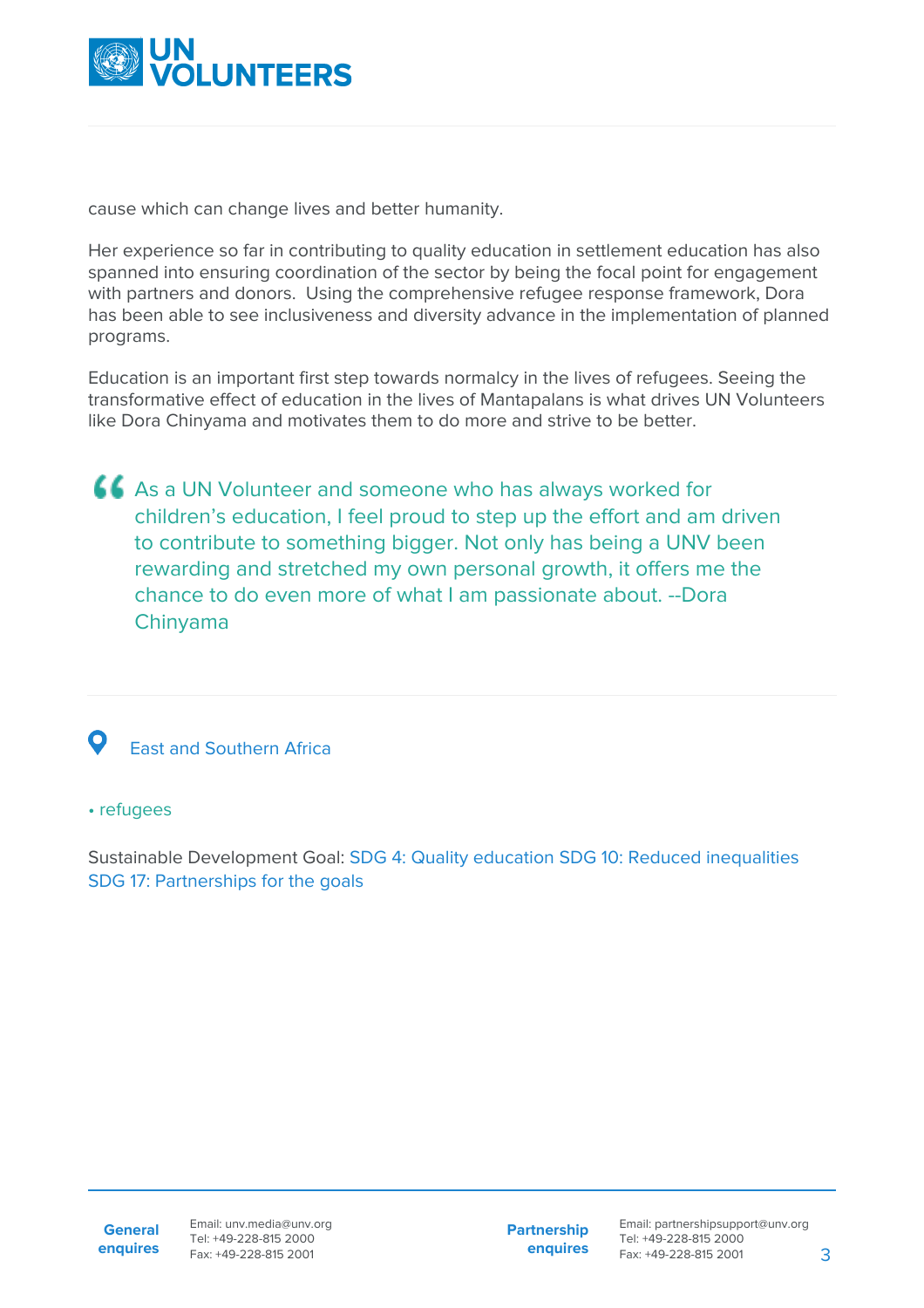cause which can change lives and better humanity.

Her experience so far in contributing to quality education in settlement education has also spanned into ensuring coordination of the sector by being the focal point for engagement with partners and donors. Using the comprehensive refugee response framework, Dora has been able to see inclusiveness and diversity advance in the implementation of planned programs.

Education is an important first step towards normalcy in the lives of refugees. Seeing the transformative effect of education in the lives of Mantapalans is what drives UN Volunteers like Dora Chinyama and motivates them to do more and strive to be better.

> As a UN Volunteer and someone who has always worked for children's education, I feel proud to step up the effort and am driven to contribute to something bigger. Not only has being a UNV been rewarding and stretched my own personal growth, it offers me the chance to do even more of what I am passionate about. --Dora Chinyama

East and Southern Africa

- refugees

Sustainable Development Goal: SDG 4: Quality education SDG 10: Reduced inequalities SDG 17: Partnerships for the goals

**General enquires**
Email: unv.media@unv.org
Tel: +49-228-815 2000
Fax: +49-228-815 2001

**Partnership enquires**
Email: partnershipsupport@unv.org
Tel: +49-228-815 2000
Fax: +49-228-815 2001